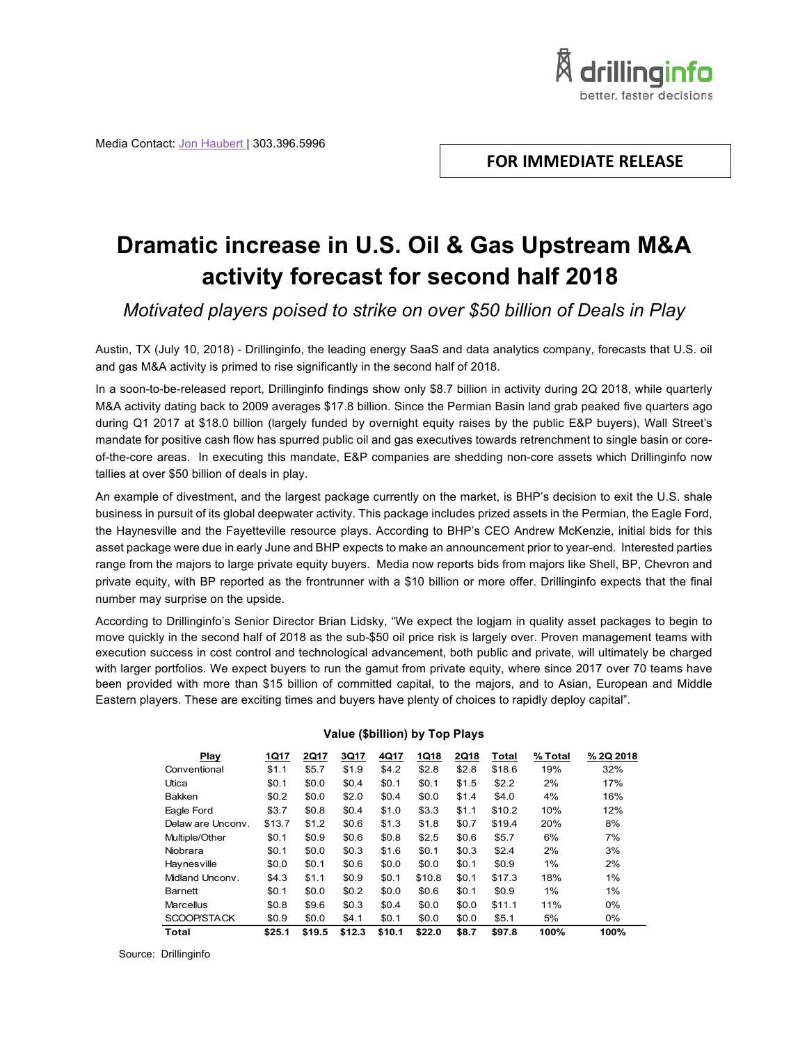drillinginfo
better, faster decisions

Media Contact: Jon Haubert | 303.396.5996

**FOR IMMEDIATE RELEASE**

# Dramatic increase in U.S. Oil & Gas Upstream M&A activity forecast for second half 2018

*Motivated players poised to strike on over $50 billion of Deals in Play*

Austin, TX (July 10, 2018) - Drillinginfo, the leading energy SaaS and data analytics company, forecasts that U.S. oil and gas M&A activity is primed to rise significantly in the second half of 2018.

In a soon-to-be-released report, Drillinginfo findings show only $8.7 billion in activity during 2Q 2018, while quarterly M&A activity dating back to 2009 averages $17.8 billion. Since the Permian Basin land grab peaked five quarters ago during Q1 2017 at $18.0 billion (largely funded by overnight equity raises by the public E&P buyers), Wall Street's mandate for positive cash flow has spurred public oil and gas executives towards retrenchment to single basin or core-of-the-core areas. In executing this mandate, E&P companies are shedding non-core assets which Drillinginfo now tallies at over $50 billion of deals in play.

An example of divestment, and the largest package currently on the market, is BHP's decision to exit the U.S. shale business in pursuit of its global deepwater activity. This package includes prized assets in the Permian, the Eagle Ford, the Haynesville and the Fayetteville resource plays. According to BHP's CEO Andrew McKenzie, initial bids for this asset package were due in early June and BHP expects to make an announcement prior to year-end. Interested parties range from the majors to large private equity buyers. Media now reports bids from majors like Shell, BP, Chevron and private equity, with BP reported as the frontrunner with a $10 billion or more offer. Drillinginfo expects that the final number may surprise on the upside.

According to Drillinginfo's Senior Director Brian Lidsky, "We expect the logjam in quality asset packages to begin to move quickly in the second half of 2018 as the sub-$50 oil price risk is largely over. Proven management teams with execution success in cost control and technological advancement, both public and private, will ultimately be charged with larger portfolios. We expect buyers to run the gamut from private equity, where since 2017 over 70 teams have been provided with more than $15 billion of committed capital, to the majors, and to Asian, European and Middle Eastern players. These are exciting times and buyers have plenty of choices to rapidly deploy capital".

**Value ($billion) by Top Plays**

| Play | 1Q17 | 2Q17 | 3Q17 | 4Q17 | 1Q18 | 2Q18 | Total | % Total | % 2Q 2018 |
|---|---|---|---|---|---|---|---|---|---|
| Conventional | $1.1 | $5.7 | $1.9 | $4.2 | $2.8 | $2.8 | $18.6 | 19% | 32% |
| Utica | $0.1 | $0.0 | $0.4 | $0.1 | $0.1 | $1.5 | $2.2 | 2% | 17% |
| Bakken | $0.2 | $0.0 | $2.0 | $0.4 | $0.0 | $1.4 | $4.0 | 4% | 16% |
| Eagle Ford | $3.7 | $0.8 | $0.4 | $1.0 | $3.3 | $1.1 | $10.2 | 10% | 12% |
| Delaware Unconv. | $13.7 | $1.2 | $0.6 | $1.3 | $1.8 | $0.7 | $19.4 | 20% | 8% |
| Multiple/Other | $0.1 | $0.9 | $0.6 | $0.8 | $2.5 | $0.6 | $5.7 | 6% | 7% |
| Niobrara | $0.1 | $0.0 | $0.3 | $1.6 | $0.1 | $0.3 | $2.4 | 2% | 3% |
| Haynesville | $0.0 | $0.1 | $0.6 | $0.0 | $0.0 | $0.1 | $0.9 | 1% | 2% |
| Midland Unconv. | $4.3 | $1.1 | $0.9 | $0.1 | $10.8 | $0.1 | $17.3 | 18% | 1% |
| Barnett | $0.1 | $0.0 | $0.2 | $0.0 | $0.6 | $0.1 | $0.9 | 1% | 1% |
| Marcellus | $0.8 | $9.6 | $0.3 | $0.4 | $0.0 | $0.0 | $11.1 | 11% | 0% |
| SCOOP/STACK | $0.9 | $0.0 | $4.1 | $0.1 | $0.0 | $0.0 | $5.1 | 5% | 0% |
| **Total** | **$25.1** | **$19.5** | **$12.3** | **$10.1** | **$22.0** | **$8.7** | **$97.8** | **100%** | **100%** |

Source: Drillinginfo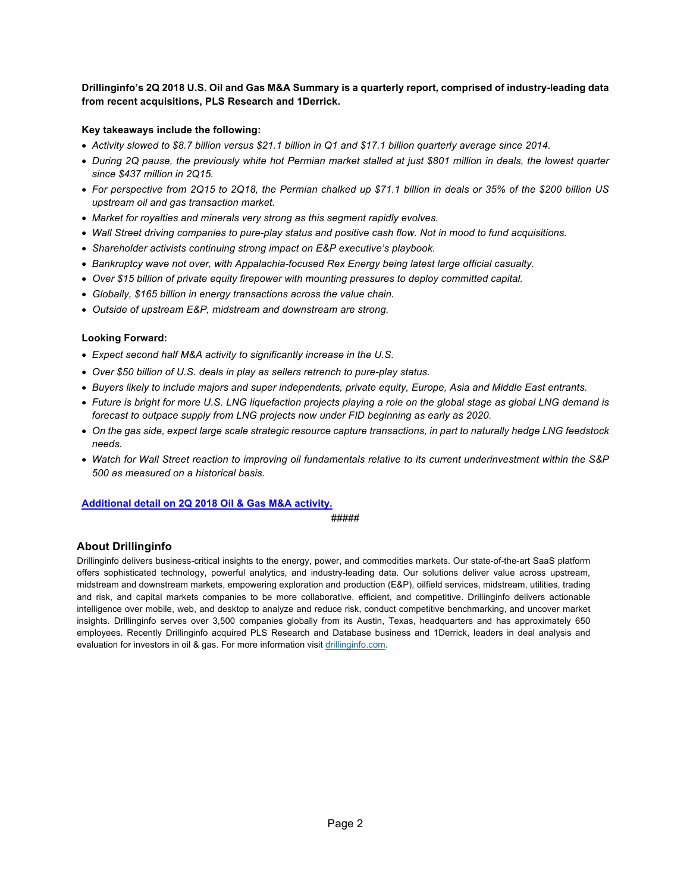**Drillinginfo's 2Q 2018 U.S. Oil and Gas M&A Summary is a quarterly report, comprised of industry-leading data from recent acquisitions, PLS Research and 1Derrick.**

**Key takeaways include the following:**

- *Activity slowed to $8.7 billion versus $21.1 billion in Q1 and $17.1 billion quarterly average since 2014.*
- *During 2Q pause, the previously white hot Permian market stalled at just $801 million in deals, the lowest quarter since $437 million in 2Q15.*
- *For perspective from 2Q15 to 2Q18, the Permian chalked up $71.1 billion in deals or 35% of the $200 billion US upstream oil and gas transaction market.*
- *Market for royalties and minerals very strong as this segment rapidly evolves.*
- *Wall Street driving companies to pure-play status and positive cash flow. Not in mood to fund acquisitions.*
- *Shareholder activists continuing strong impact on E&P executive's playbook.*
- *Bankruptcy wave not over, with Appalachia-focused Rex Energy being latest large official casualty.*
- *Over $15 billion of private equity firepower with mounting pressures to deploy committed capital.*
- *Globally, $165 billion in energy transactions across the value chain.*
- *Outside of upstream E&P, midstream and downstream are strong.*

**Looking Forward:**

- *Expect second half M&A activity to significantly increase in the U.S.*
- *Over $50 billion of U.S. deals in play as sellers retrench to pure-play status.*
- *Buyers likely to include majors and super independents, private equity, Europe, Asia and Middle East entrants.*
- *Future is bright for more U.S. LNG liquefaction projects playing a role on the global stage as global LNG demand is forecast to outpace supply from LNG projects now under FID beginning as early as 2020.*
- *On the gas side, expect large scale strategic resource capture transactions, in part to naturally hedge LNG feedstock needs.*
- *Watch for Wall Street reaction to improving oil fundamentals relative to its current underinvestment within the S&P 500 as measured on a historical basis.*

**Additional detail on 2Q 2018 Oil & Gas M&A activity.**

#####

## About Drillinginfo

Drillinginfo delivers business-critical insights to the energy, power, and commodities markets. Our state-of-the-art SaaS platform offers sophisticated technology, powerful analytics, and industry-leading data. Our solutions deliver value across upstream, midstream and downstream markets, empowering exploration and production (E&P), oilfield services, midstream, utilities, trading and risk, and capital markets companies to be more collaborative, efficient, and competitive. Drillinginfo delivers actionable intelligence over mobile, web, and desktop to analyze and reduce risk, conduct competitive benchmarking, and uncover market insights. Drillinginfo serves over 3,500 companies globally from its Austin, Texas, headquarters and has approximately 650 employees. Recently Drillinginfo acquired PLS Research and Database business and 1Derrick, leaders in deal analysis and evaluation for investors in oil & gas. For more information visit drillinginfo.com.